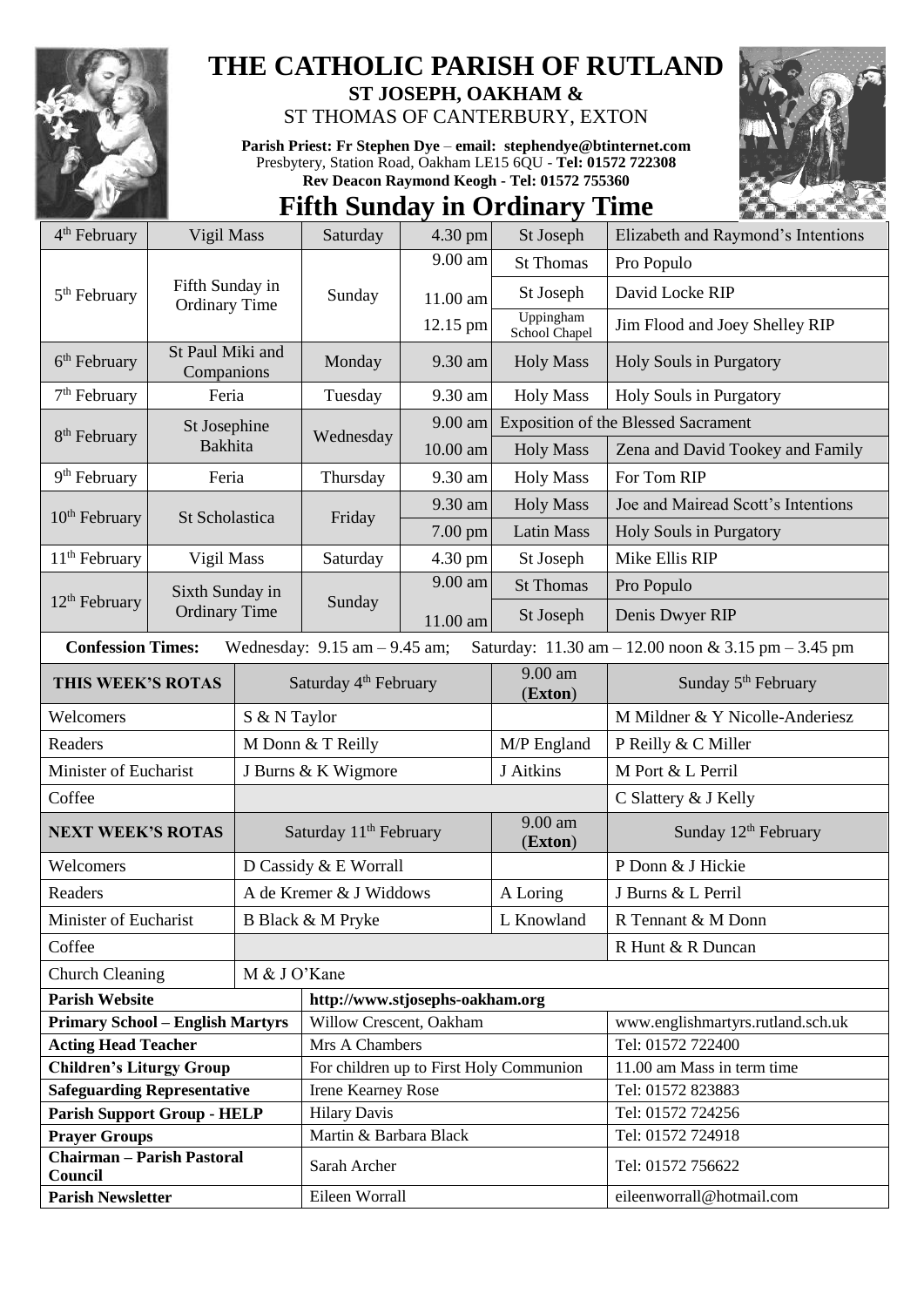# THE CATHOLIC PARISH OF RUTLAND

**ST JOSEPH, OAKHAM &**

ST THOMAS OF CANTERBURY, EXTON

**Parish Priest: Fr Stephen Dye** – **email: stephendye@btinternet.com**
Presbytery, Station Road, Oakham LE15 6QU - **Tel: 01572 722308**
**Rev Deacon Raymond Keogh - Tel: 01572 755360**

## Fifth Sunday in Ordinary Time

| | | | | | |
|---|---|---|---|---|---|
| 4th February | Vigil Mass | Saturday | 4.30 pm | St Joseph | Elizabeth and Raymond's Intentions |
| 5th February | Fifth Sunday in Ordinary Time | Sunday | 9.00 am | St Thomas | Pro Populo |
| | | | 11.00 am | St Joseph | David Locke RIP |
| | | | 12.15 pm | Uppingham School Chapel | Jim Flood and Joey Shelley RIP |
| 6th February | St Paul Miki and Companions | Monday | 9.30 am | Holy Mass | Holy Souls in Purgatory |
| 7th February | Feria | Tuesday | 9.30 am | Holy Mass | Holy Souls in Purgatory |
| 8th February | St Josephine Bakhita | Wednesday | 9.00 am | Exposition of the Blessed Sacrament | |
| | | | 10.00 am | Holy Mass | Zena and David Tookey and Family |
| 9th February | Feria | Thursday | 9.30 am | Holy Mass | For Tom RIP |
| 10th February | St Scholastica | Friday | 9.30 am | Holy Mass | Joe and Mairead Scott's Intentions |
| | | | 7.00 pm | Latin Mass | Holy Souls in Purgatory |
| 11th February | Vigil Mass | Saturday | 4.30 pm | St Joseph | Mike Ellis RIP |
| 12th February | Sixth Sunday in Ordinary Time | Sunday | 9.00 am | St Thomas | Pro Populo |
| | | | 11.00 am | St Joseph | Denis Dwyer RIP |

**Confession Times:** Wednesday: 9.15 am – 9.45 am; Saturday: 11.30 am – 12.00 noon & 3.15 pm – 3.45 pm

| **THIS WEEK'S ROTAS** | Saturday 4th February | 9.00 am (**Exton**) | Sunday 5th February |
|---|---|---|---|
| Welcomers | S & N Taylor | | M Mildner & Y Nicolle-Anderiesz |
| Readers | M Donn & T Reilly | M/P England | P Reilly & C Miller |
| Minister of Eucharist | J Burns & K Wigmore | J Aitkins | M Port & L Perril |
| Coffee | | | C Slattery & J Kelly |
| **NEXT WEEK'S ROTAS** | Saturday 11th February | 9.00 am (**Exton**) | Sunday 12th February |
| Welcomers | D Cassidy & E Worrall | | P Donn & J Hickie |
| Readers | A de Kremer & J Widdows | A Loring | J Burns & L Perril |
| Minister of Eucharist | B Black & M Pryke | L Knowland | R Tennant & M Donn |
| Coffee | | | R Hunt & R Duncan |
| Church Cleaning | M & J O'Kane | | |

| | | |
|---|---|---|
| **Parish Website** | **http://www.stjosephs-oakham.org** | |
| **Primary School – English Martyrs** | Willow Crescent, Oakham | www.englishmartyrs.rutland.sch.uk |
| **Acting Head Teacher** | Mrs A Chambers | Tel: 01572 722400 |
| **Children's Liturgy Group** | For children up to First Holy Communion | 11.00 am Mass in term time |
| **Safeguarding Representative** | Irene Kearney Rose | Tel: 01572 823883 |
| **Parish Support Group - HELP** | Hilary Davis | Tel: 01572 724256 |
| **Prayer Groups** | Martin & Barbara Black | Tel: 01572 724918 |
| **Chairman – Parish Pastoral Council** | Sarah Archer | Tel: 01572 756622 |
| **Parish Newsletter** | Eileen Worrall | eileenworrall@hotmail.com |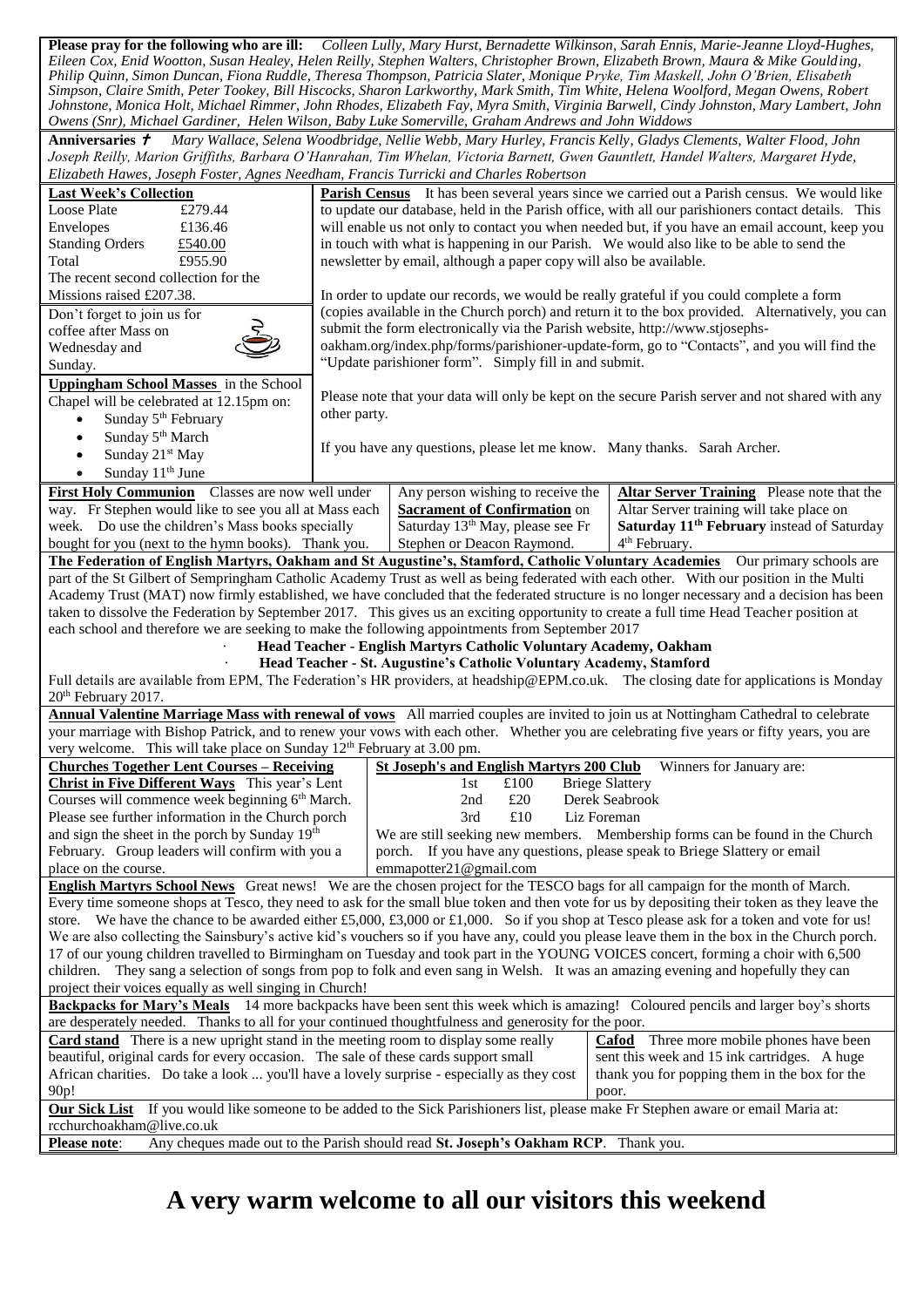**Please pray for the following who are ill:** *Colleen Lully, Mary Hurst, Bernadette Wilkinson, Sarah Ennis, Marie-Jeanne Lloyd-Hughes, Eileen Cox, Enid Wootton, Susan Healey, Helen Reilly, Stephen Walters, Christopher Brown, Elizabeth Brown, Maura & Mike Goulding, Philip Quinn, Simon Duncan, Fiona Ruddle, Theresa Thompson, Patricia Slater, Monique Pryke, Tim Maskell, John O'Brien, Elisabeth Simpson, Claire Smith, Peter Tookey, Bill Hiscocks, Sharon Larkworthy, Mark Smith, Tim White, Helena Woolford, Megan Owens, Robert Johnstone, Monica Holt, Michael Rimmer, John Rhodes, Elizabeth Fay, Myra Smith, Virginia Barwell, Cindy Johnston, Mary Lambert, John Owens (Snr), Michael Gardiner, Helen Wilson, Baby Luke Somerville, Graham Andrews and John Widdows*

**Anniversaries ✝** *Mary Wallace, Selena Woodbridge, Nellie Webb, Mary Hurley, Francis Kelly, Gladys Clements, Walter Flood, John Joseph Reilly, Marion Griffiths, Barbara O'Hanrahan, Tim Whelan, Victoria Barnett, Gwen Gauntlett, Handel Walters, Margaret Hyde, Elizabeth Hawes, Joseph Foster, Agnes Needham, Francis Turricki and Charles Robertson*

**Last Week's Collection**

| | |
|---|---|
| Loose Plate | £279.44 |
| Envelopes | £136.46 |
| Standing Orders | £540.00 |
| Total | £955.90 |

The recent second collection for the Missions raised £207.38.

Don't forget to join us for coffee after Mass on Wednesday and Sunday.

**Uppingham School Masses** in the School Chapel will be celebrated at 12.15pm on:

- Sunday 5th February
- Sunday 5th March
- Sunday 21st May
- Sunday 11th June

**Parish Census** It has been several years since we carried out a Parish census. We would like to update our database, held in the Parish office, with all our parishioners contact details. This will enable us not only to contact you when needed but, if you have an email account, keep you in touch with what is happening in our Parish. We would also like to be able to send the newsletter by email, although a paper copy will also be available.

In order to update our records, we would be really grateful if you could complete a form (copies available in the Church porch) and return it to the box provided. Alternatively, you can submit the form electronically via the Parish website, http://www.stjosephs-oakham.org/index.php/forms/parishioner-update-form, go to "Contacts", and you will find the "Update parishioner form". Simply fill in and submit.

Please note that your data will only be kept on the secure Parish server and not shared with any other party.

If you have any questions, please let me know. Many thanks. Sarah Archer.

**First Holy Communion** Classes are now well under way. Fr Stephen would like to see you all at Mass each week. Do use the children's Mass books specially bought for you (next to the hymn books). Thank you.

Any person wishing to receive the **Sacrament of Confirmation** on Saturday 13th May, please see Fr Stephen or Deacon Raymond.

**Altar Server Training** Please note that the Altar Server training will take place on **Saturday 11th February** instead of Saturday 4th February.

**The Federation of English Martyrs, Oakham and St Augustine's, Stamford, Catholic Voluntary Academies** Our primary schools are part of the St Gilbert of Sempringham Catholic Academy Trust as well as being federated with each other. With our position in the Multi Academy Trust (MAT) now firmly established, we have concluded that the federated structure is no longer necessary and a decision has been taken to dissolve the Federation by September 2017. This gives us an exciting opportunity to create a full time Head Teacher position at each school and therefore we are seeking to make the following appointments from September 2017

- **Head Teacher - English Martyrs Catholic Voluntary Academy, Oakham**
- **Head Teacher - St. Augustine's Catholic Voluntary Academy, Stamford**

Full details are available from EPM, The Federation's HR providers, at headship@EPM.co.uk. The closing date for applications is Monday 20th February 2017.

**Annual Valentine Marriage Mass with renewal of vows** All married couples are invited to join us at Nottingham Cathedral to celebrate your marriage with Bishop Patrick, and to renew your vows with each other. Whether you are celebrating five years or fifty years, you are very welcome. This will take place on Sunday 12th February at 3.00 pm.

**Churches Together Lent Courses – Receiving Christ in Five Different Ways** This year's Lent Courses will commence week beginning 6th March. Please see further information in the Church porch and sign the sheet in the porch by Sunday 19th February. Group leaders will confirm with you a place on the course.

**St Joseph's and English Martyrs 200 Club** Winners for January are:

| | | |
|---|---|---|
| 1st | £100 | Briege Slattery |
| 2nd | £20 | Derek Seabrook |
| 3rd | £10 | Liz Foreman |

We are still seeking new members. Membership forms can be found in the Church porch. If you have any questions, please speak to Briege Slattery or email emmapotter21@gmail.com

**English Martyrs School News** Great news! We are the chosen project for the TESCO bags for all campaign for the month of March. Every time someone shops at Tesco, they need to ask for the small blue token and then vote for us by depositing their token as they leave the store. We have the chance to be awarded either £5,000, £3,000 or £1,000. So if you shop at Tesco please ask for a token and vote for us! We are also collecting the Sainsbury's active kid's vouchers so if you have any, could you please leave them in the box in the Church porch. 17 of our young children travelled to Birmingham on Tuesday and took part in the YOUNG VOICES concert, forming a choir with 6,500 children. They sang a selection of songs from pop to folk and even sang in Welsh. It was an amazing evening and hopefully they can project their voices equally as well singing in Church!

**Backpacks for Mary's Meals** 14 more backpacks have been sent this week which is amazing! Coloured pencils and larger boy's shorts are desperately needed. Thanks to all for your continued thoughtfulness and generosity for the poor.

**Card stand** There is a new upright stand in the meeting room to display some really beautiful, original cards for every occasion. The sale of these cards support small African charities. Do take a look ... you'll have a lovely surprise - especially as they cost 90p!

**Cafod** Three more mobile phones have been sent this week and 15 ink cartridges. A huge thank you for popping them in the box for the poor.

**Our Sick List** If you would like someone to be added to the Sick Parishioners list, please make Fr Stephen aware or email Maria at: rcchurchoakham@live.co.uk

**Please note**: Any cheques made out to the Parish should read **St. Joseph's Oakham RCP**. Thank you.

# A very warm welcome to all our visitors this weekend